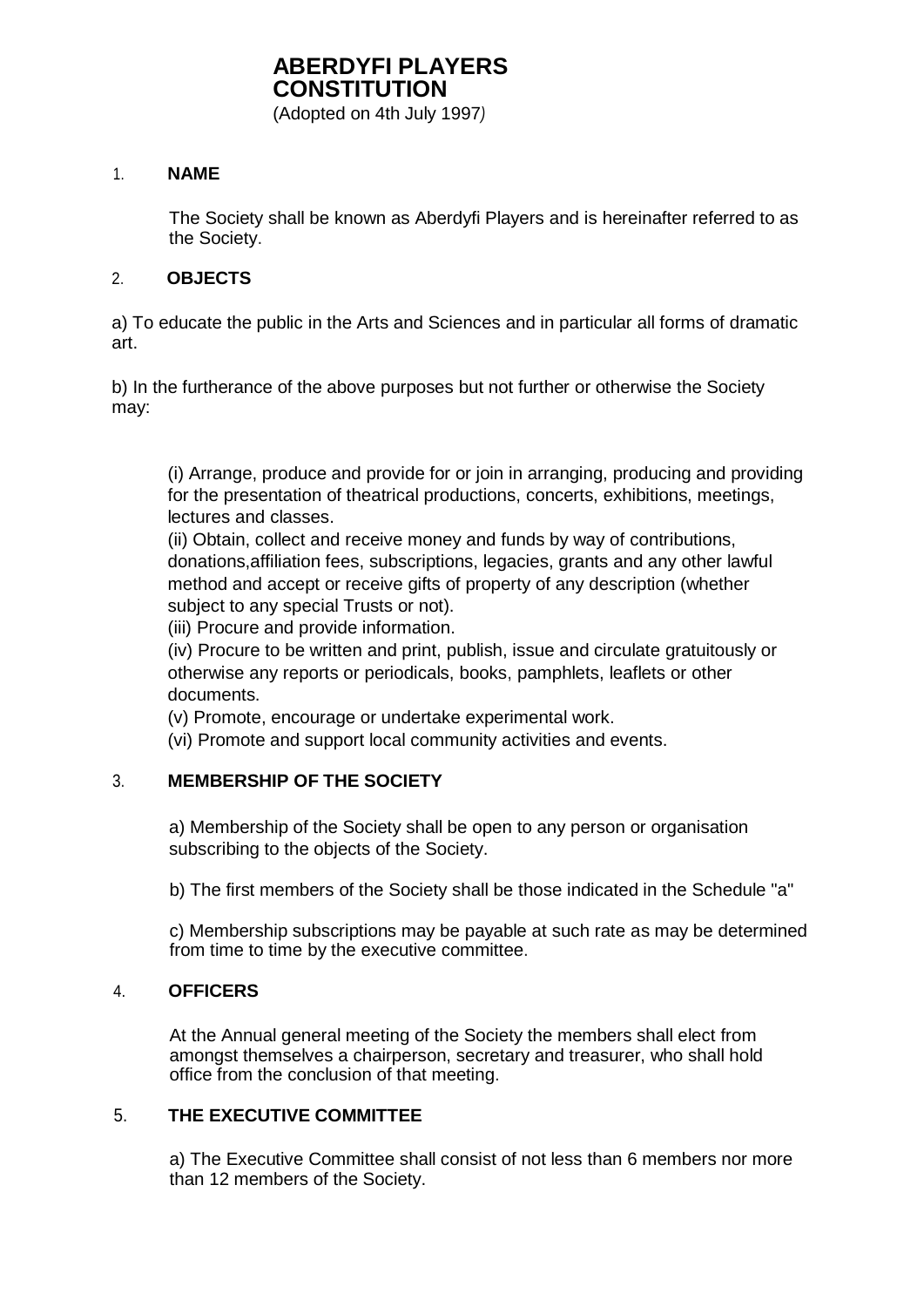# ABERDYFI PLAYERS CONSTITUTION

(Adopted on 4th July 1997)

## 1. NAME

The Society shall be known as Aberdyfi Players and is hereinafter referred to as the Society.

## 2. OBJECTS

a) To educate the public in the Arts and Sciences and in particular all forms of dramatic art.

b) In the furtherance of the above purposes but not further or otherwise the Society may:

(i) Arrange, produce and provide for or join in arranging, producing and providing for the presentation of theatrical productions, concerts, exhibitions, meetings, lectures and classes.
(ii) Obtain, collect and receive money and funds by way of contributions, donations,affiliation fees, subscriptions, legacies, grants and any other lawful method and accept or receive gifts of property of any description (whether subject to any special Trusts or not).
(iii) Procure and provide information.
(iv) Procure to be written and print, publish, issue and circulate gratuitously or otherwise any reports or periodicals, books, pamphlets, leaflets or other documents.
(v) Promote, encourage or undertake experimental work.
(vi) Promote and support local community activities and events.

## 3. MEMBERSHIP OF THE SOCIETY

a) Membership of the Society shall be open to any person or organisation subscribing to the objects of the Society.

b) The first members of the Society shall be those indicated in the Schedule "a"

c) Membership subscriptions may be payable at such rate as may be determined from time to time by the executive committee.

## 4. OFFICERS

At the Annual general meeting of the Society the members shall elect from amongst themselves a chairperson, secretary and treasurer, who shall hold office from the conclusion of that meeting.

## 5. THE EXECUTIVE COMMITTEE

a) The Executive Committee shall consist of not less than 6 members nor more than 12 members of the Society.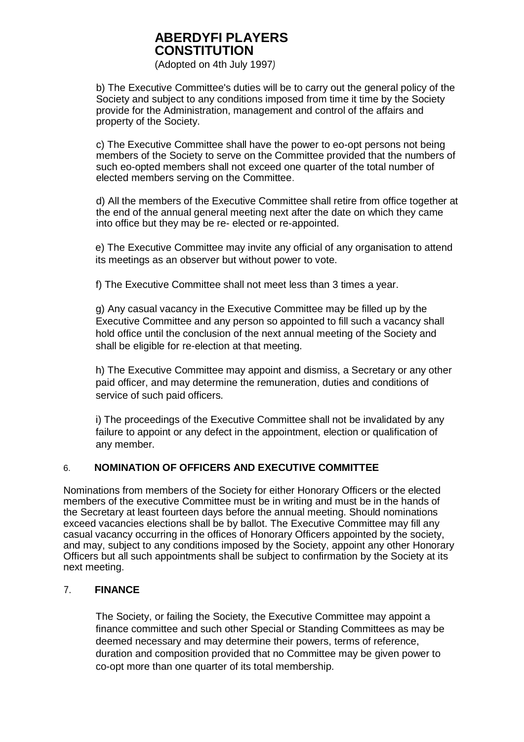b) The Executive Committee's duties will be to carry out the general policy of the Society and subject to any conditions imposed from time it time by the Society provide for the Administration, management and control of the affairs and property of the Society.

c) The Executive Committee shall have the power to eo-opt persons not being members of the Society to serve on the Committee provided that the numbers of such eo-opted members shall not exceed one quarter of the total number of elected members serving on the Committee.

d) All the members of the Executive Committee shall retire from office together at the end of the annual general meeting next after the date on which they came into office but they may be re- elected or re-appointed.

e) The Executive Committee may invite any official of any organisation to attend its meetings as an observer but without power to vote.

f) The Executive Committee shall not meet less than 3 times a year.

g) Any casual vacancy in the Executive Committee may be filled up by the Executive Committee and any person so appointed to fill such a vacancy shall hold office until the conclusion of the next annual meeting of the Society and shall be eligible for re-election at that meeting.

h) The Executive Committee may appoint and dismiss, a Secretary or any other paid officer, and may determine the remuneration, duties and conditions of service of such paid officers.

i) The proceedings of the Executive Committee shall not be invalidated by any failure to appoint or any defect in the appointment, election or qualification of any member.

## 6. NOMINATION OF OFFICERS AND EXECUTIVE COMMITTEE

Nominations from members of the Society for either Honorary Officers or the elected members of the executive Committee must be in writing and must be in the hands of the Secretary at least fourteen days before the annual meeting. Should nominations exceed vacancies elections shall be by ballot. The Executive Committee may fill any casual vacancy occurring in the offices of Honorary Officers appointed by the society, and may, subject to any conditions imposed by the Society, appoint any other Honorary Officers but all such appointments shall be subject to confirmation by the Society at its next meeting.

## 7. FINANCE

The Society, or failing the Society, the Executive Committee may appoint a finance committee and such other Special or Standing Committees as may be deemed necessary and may determine their powers, terms of reference, duration and composition provided that no Committee may be given power to co-opt more than one quarter of its total membership.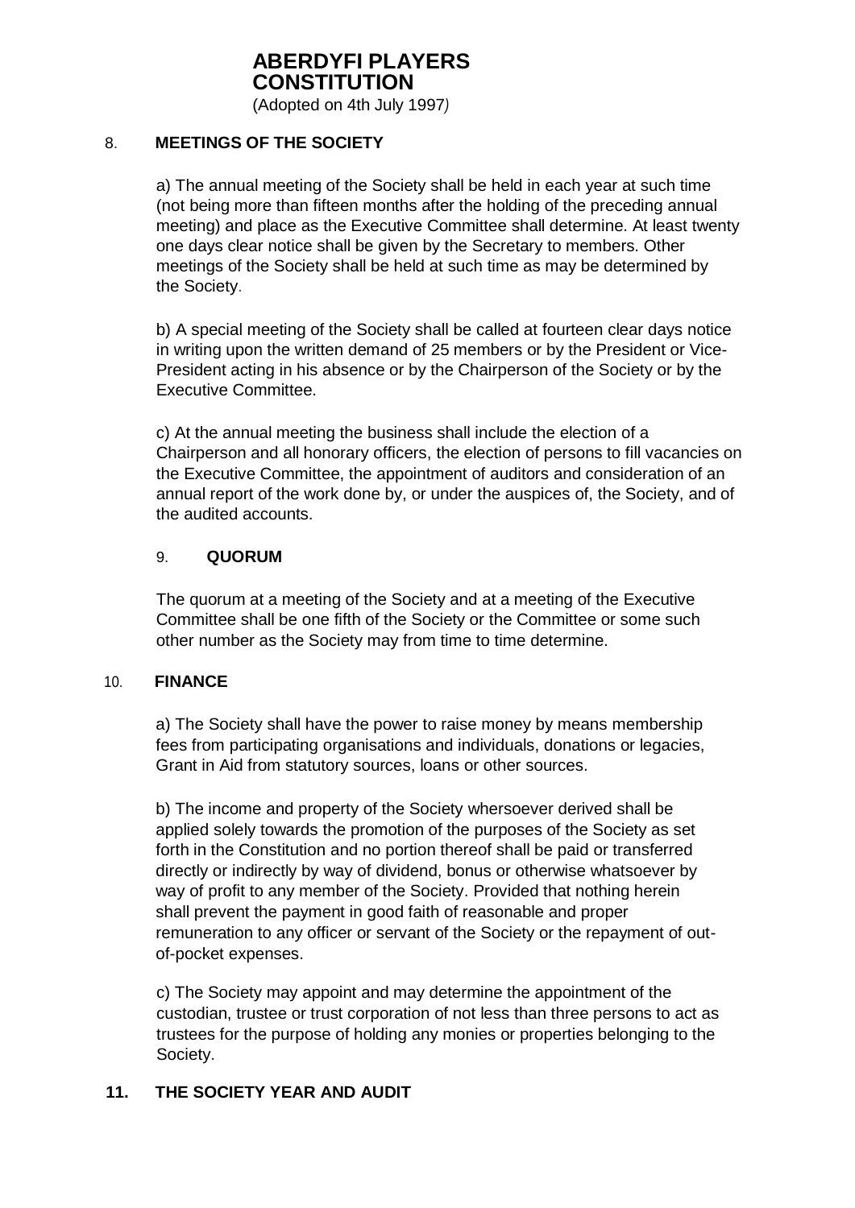**ABERDYFI PLAYERS CONSTITUTION**
(Adopted on 4th July 1997)

## 8. MEETINGS OF THE SOCIETY

a) The annual meeting of the Society shall be held in each year at such time (not being more than fifteen months after the holding of the preceding annual meeting) and place as the Executive Committee shall determine. At least twenty one days clear notice shall be given by the Secretary to members. Other meetings of the Society shall be held at such time as may be determined by the Society.

b) A special meeting of the Society shall be called at fourteen clear days notice in writing upon the written demand of 25 members or by the President or Vice-President acting in his absence or by the Chairperson of the Society or by the Executive Committee.

c) At the annual meeting the business shall include the election of a Chairperson and all honorary officers, the election of persons to fill vacancies on the Executive Committee, the appointment of auditors and consideration of an annual report of the work done by, or under the auspices of, the Society, and of the audited accounts.

## 9. QUORUM

The quorum at a meeting of the Society and at a meeting of the Executive Committee shall be one fifth of the Society or the Committee or some such other number as the Society may from time to time determine.

## 10. FINANCE

a) The Society shall have the power to raise money by means membership fees from participating organisations and individuals, donations or legacies, Grant in Aid from statutory sources, loans or other sources.

b) The income and property of the Society whersoever derived shall be applied solely towards the promotion of the purposes of the Society as set forth in the Constitution and no portion thereof shall be paid or transferred directly or indirectly by way of dividend, bonus or otherwise whatsoever by way of profit to any member of the Society. Provided that nothing herein shall prevent the payment in good faith of reasonable and proper remuneration to any officer or servant of the Society or the repayment of out-of-pocket expenses.

c) The Society may appoint and may determine the appointment of the custodian, trustee or trust corporation of not less than three persons to act as trustees for the purpose of holding any monies or properties belonging to the Society.

## 11. THE SOCIETY YEAR AND AUDIT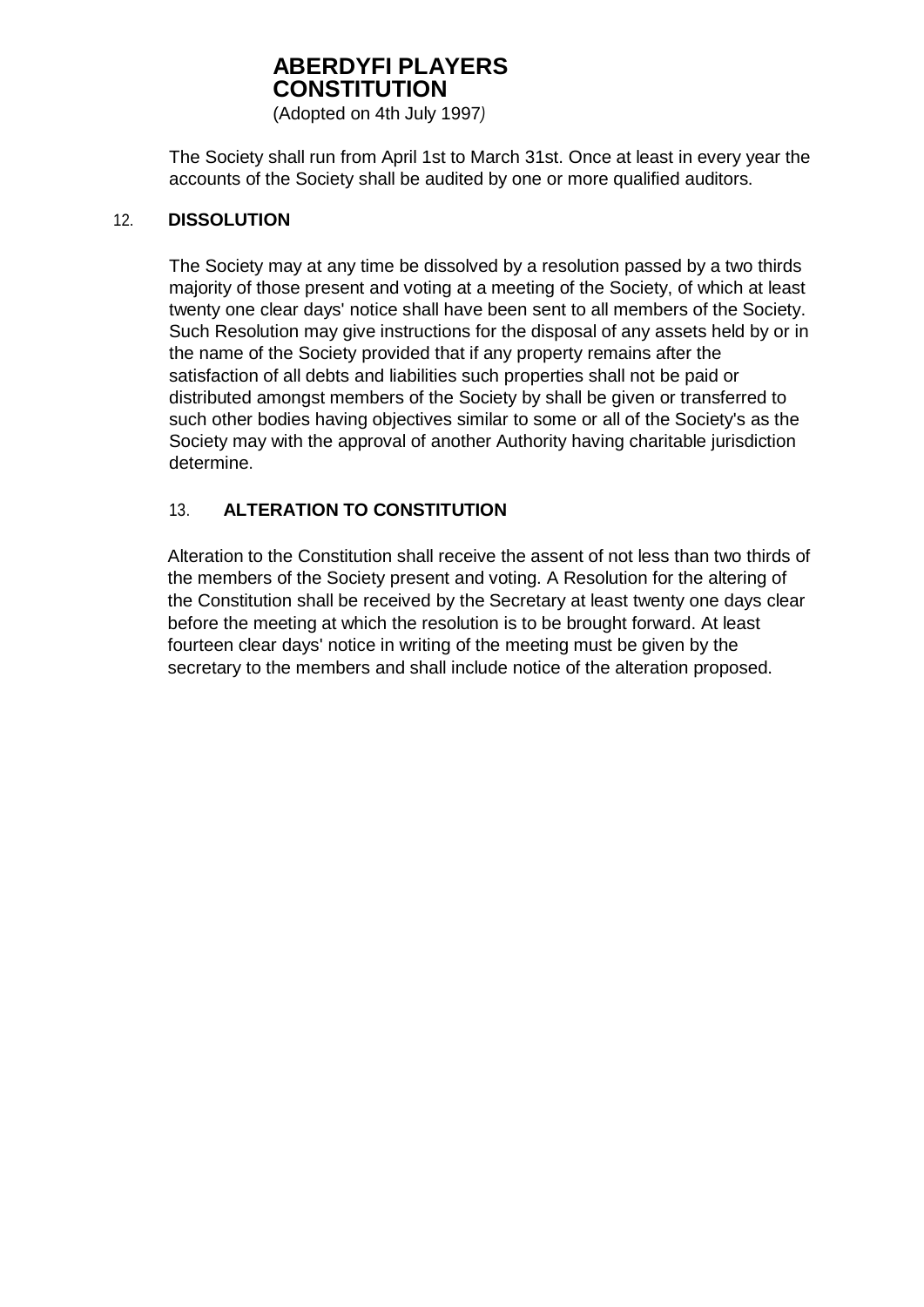The Society shall run from April 1st to March 31st. Once at least in every year the accounts of the Society shall be audited by one or more qualified auditors.

## 12. DISSOLUTION

The Society may at any time be dissolved by a resolution passed by a two thirds majority of those present and voting at a meeting of the Society, of which at least twenty one clear days' notice shall have been sent to all members of the Society. Such Resolution may give instructions for the disposal of any assets held by or in the name of the Society provided that if any property remains after the satisfaction of all debts and liabilities such properties shall not be paid or distributed amongst members of the Society by shall be given or transferred to such other bodies having objectives similar to some or all of the Society's as the Society may with the approval of another Authority having charitable jurisdiction determine.

## 13. ALTERATION TO CONSTITUTION

Alteration to the Constitution shall receive the assent of not less than two thirds of the members of the Society present and voting. A Resolution for the altering of the Constitution shall be received by the Secretary at least twenty one days clear before the meeting at which the resolution is to be brought forward. At least fourteen clear days' notice in writing of the meeting must be given by the secretary to the members and shall include notice of the alteration proposed.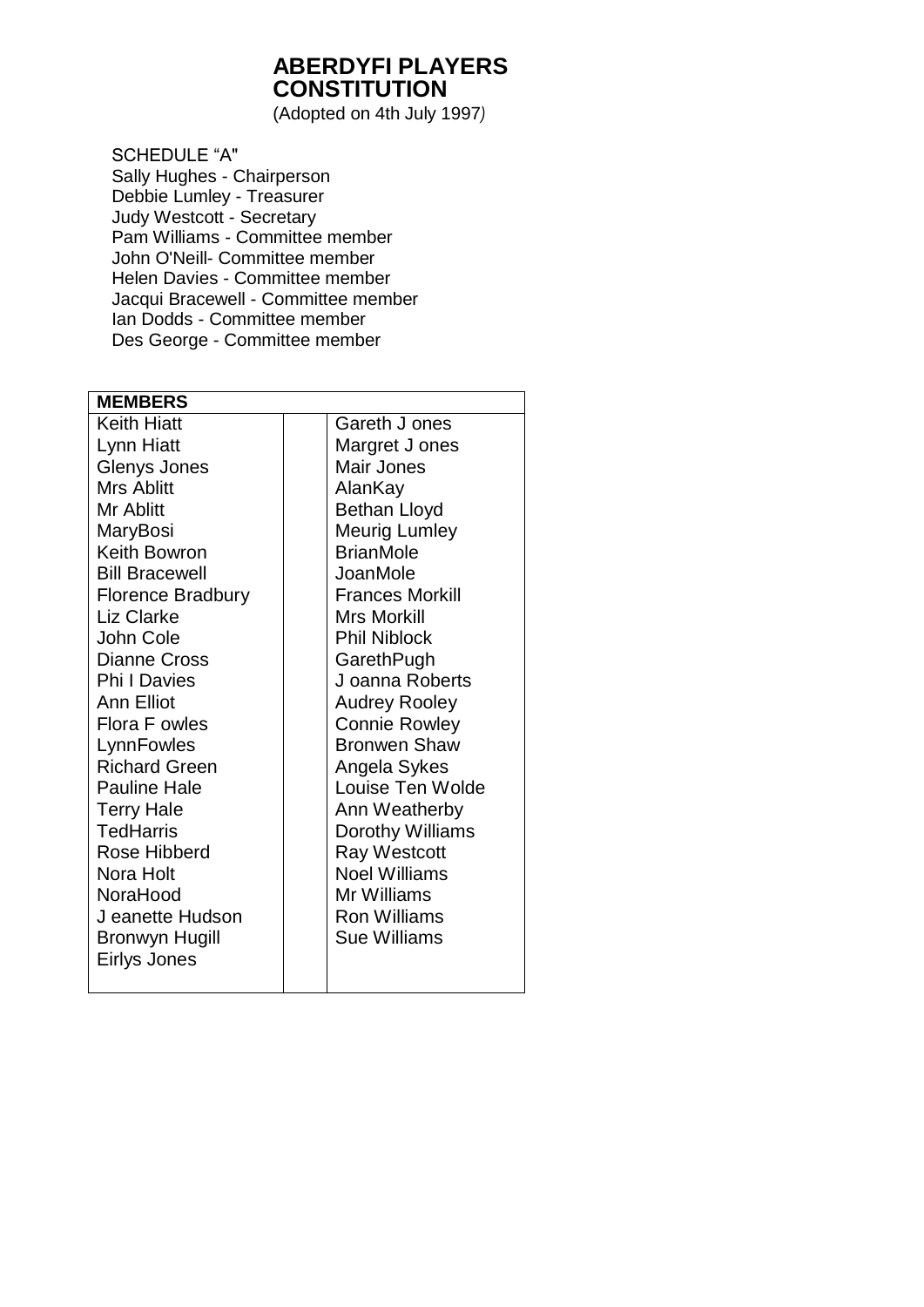# ABERDYFI PLAYERS CONSTITUTION

(Adopted on 4th July 1997)

SCHEDULE "A"
Sally Hughes - Chairperson
Debbie Lumley - Treasurer
Judy Westcott - Secretary
Pam Williams - Committee member
John O'Neill- Committee member
Helen Davies - Committee member
Jacqui Bracewell - Committee member
Ian Dodds - Committee member
Des George - Committee member

| MEMBERS | | |
|---|---|---|
| Keith Hiatt | | Gareth J ones |
| Lynn Hiatt | | Margret J ones |
| Glenys Jones | | Mair Jones |
| Mrs Ablitt | | AlanKay |
| Mr Ablitt | | Bethan Lloyd |
| MaryBosi | | Meurig Lumley |
| Keith Bowron | | BrianMole |
| Bill Bracewell | | JoanMole |
| Florence Bradbury | | Frances Morkill |
| Liz Clarke | | Mrs Morkill |
| John Cole | | Phil Niblock |
| Dianne Cross | | GarethPugh |
| Phi I Davies | | J oanna Roberts |
| Ann Elliot | | Audrey Rooley |
| Flora F owles | | Connie Rowley |
| LynnFowles | | Bronwen Shaw |
| Richard Green | | Angela Sykes |
| Pauline Hale | | Louise Ten Wolde |
| Terry Hale | | Ann Weatherby |
| TedHarris | | Dorothy Williams |
| Rose Hibberd | | Ray Westcott |
| Nora Holt | | Noel Williams |
| NoraHood | | Mr Williams |
| J eanette Hudson | | Ron Williams |
| Bronwyn Hugill | | Sue Williams |
| Eirlys Jones | | |